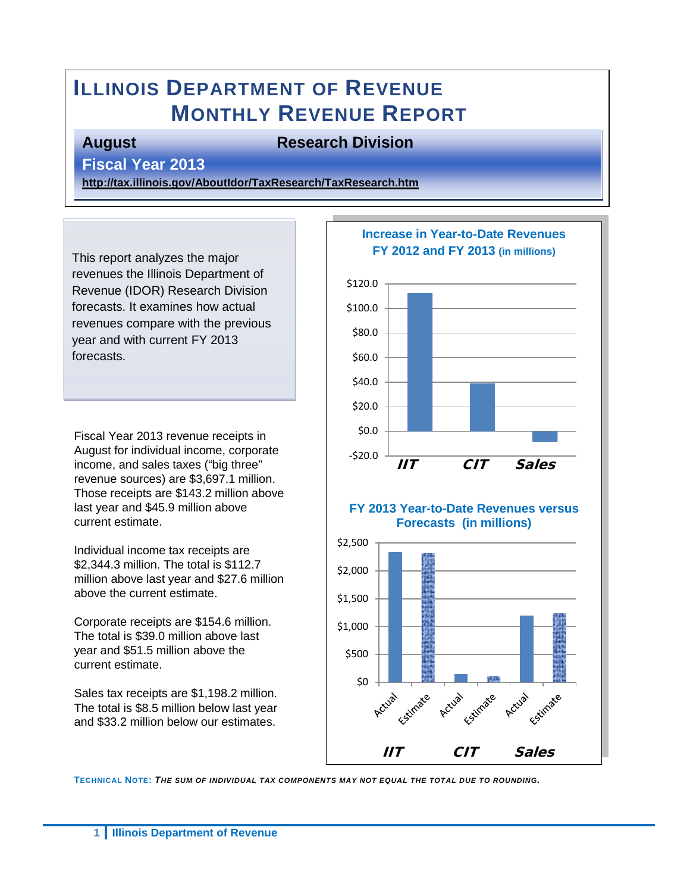# Illinois Department of Revenue
# Monthly Revenue Report

**August** **Research Division**

**Fiscal Year 2013**

**http://tax.illinois.gov/AboutIdor/TaxResearch/TaxResearch.htm**

This report analyzes the major revenues the Illinois Department of Revenue (IDOR) Research Division forecasts. It examines how actual revenues compare with the previous year and with current FY 2013 forecasts.

Fiscal Year 2013 revenue receipts in August for individual income, corporate income, and sales taxes ("big three" revenue sources) are $3,697.1 million. Those receipts are $143.2 million above last year and $45.9 million above current estimate.

Individual income tax receipts are $2,344.3 million. The total is $112.7 million above last year and $27.6 million above the current estimate.

Corporate receipts are $154.6 million. The total is $39.0 million above last year and $51.5 million above the current estimate.

Sales tax receipts are $1,198.2 million. The total is $8.5 million below last year and $33.2 million below our estimates.

**Increase in Year-to-Date Revenues FY 2012 and FY 2013 (in millions)**

| | IIT | CIT | Sales |
|---|---|---|---|
| Increase | $112.7 | $39.0 | -$8.5 |

**FY 2013 Year-to-Date Revenues versus Forecasts (in millions)**

| | IIT | CIT | Sales |
|---|---|---|---|
| Actual | $2,344.3 | $154.6 | $1,198.2 |

**Technical Note:** *The sum of individual tax components may not equal the total due to rounding.*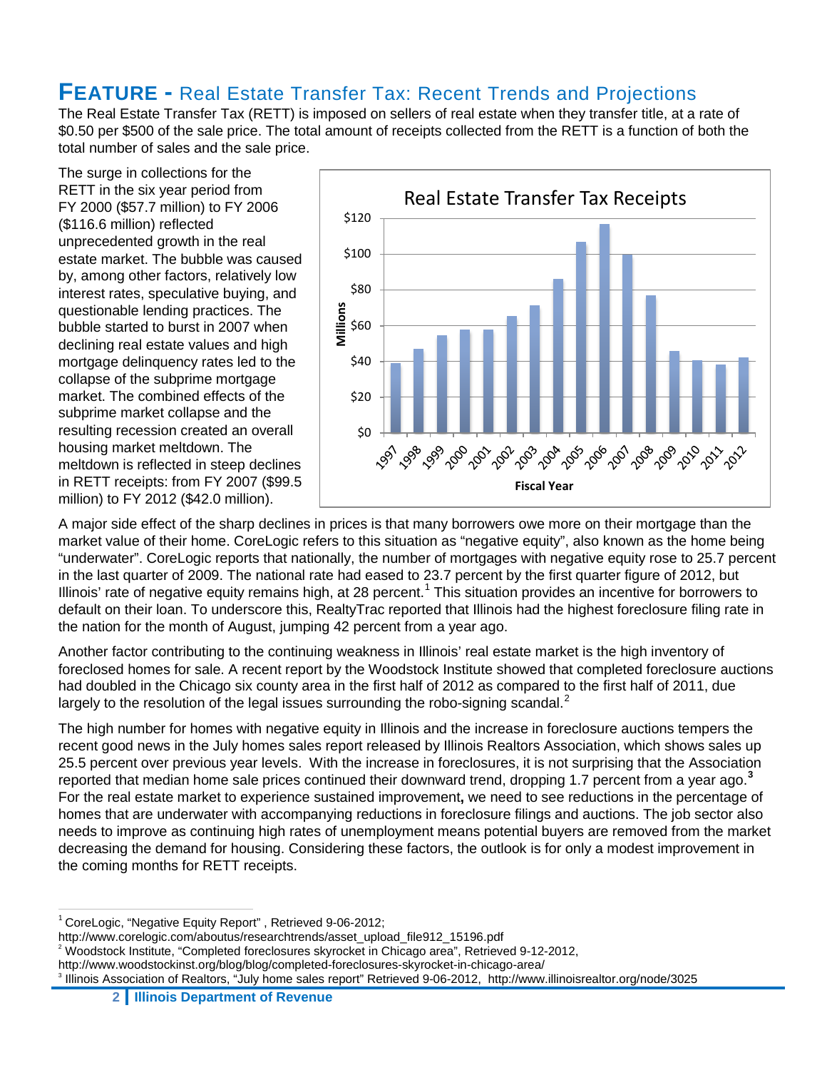# FEATURE - Real Estate Transfer Tax: Recent Trends and Projections

The Real Estate Transfer Tax (RETT) is imposed on sellers of real estate when they transfer title, at a rate of \$0.50 per \$500 of the sale price. The total amount of receipts collected from the RETT is a function of both the total number of sales and the sale price.

The surge in collections for the RETT in the six year period from FY 2000 (\$57.7 million) to FY 2006 (\$116.6 million) reflected unprecedented growth in the real estate market. The bubble was caused by, among other factors, relatively low interest rates, speculative buying, and questionable lending practices. The bubble started to burst in 2007 when declining real estate values and high mortgage delinquency rates led to the collapse of the subprime mortgage market. The combined effects of the subprime market collapse and the resulting recession created an overall housing market meltdown. The meltdown is reflected in steep declines in RETT receipts: from FY 2007 (\$99.5 million) to FY 2012 (\$42.0 million).

A major side effect of the sharp declines in prices is that many borrowers owe more on their mortgage than the market value of their home. CoreLogic refers to this situation as "negative equity", also known as the home being "underwater". CoreLogic reports that nationally, the number of mortgages with negative equity rose to 25.7 percent in the last quarter of 2009. The national rate had eased to 23.7 percent by the first quarter figure of 2012, but Illinois' rate of negative equity remains high, at 28 percent.[1] This situation provides an incentive for borrowers to default on their loan. To underscore this, RealtyTrac reported that Illinois had the highest foreclosure filing rate in the nation for the month of August, jumping 42 percent from a year ago.

Another factor contributing to the continuing weakness in Illinois' real estate market is the high inventory of foreclosed homes for sale. A recent report by the Woodstock Institute showed that completed foreclosure auctions had doubled in the Chicago six county area in the first half of 2012 as compared to the first half of 2011, due largely to the resolution of the legal issues surrounding the robo-signing scandal.[2]

The high number for homes with negative equity in Illinois and the increase in foreclosure auctions tempers the recent good news in the July homes sales report released by Illinois Realtors Association, which shows sales up 25.5 percent over previous year levels. With the increase in foreclosures, it is not surprising that the Association reported that median home sale prices continued their downward trend, dropping 1.7 percent from a year ago.[3] For the real estate market to experience sustained improvement, we need to see reductions in the percentage of homes that are underwater with accompanying reductions in foreclosure filings and auctions. The job sector also needs to improve as continuing high rates of unemployment means potential buyers are removed from the market decreasing the demand for housing. Considering these factors, the outlook is for only a modest improvement in the coming months for RETT receipts.

---

[1] CoreLogic, "Negative Equity Report" , Retrieved 9-06-2012; http://www.corelogic.com/aboutus/researchtrends/asset_upload_file912_15196.pdf

[2] Woodstock Institute, "Completed foreclosures skyrocket in Chicago area", Retrieved 9-12-2012, http://www.woodstockinst.org/blog/blog/completed-foreclosures-skyrocket-in-chicago-area/

[3] Illinois Association of Realtors, "July home sales report" Retrieved 9-06-2012, http://www.illinoisrealtor.org/node/3025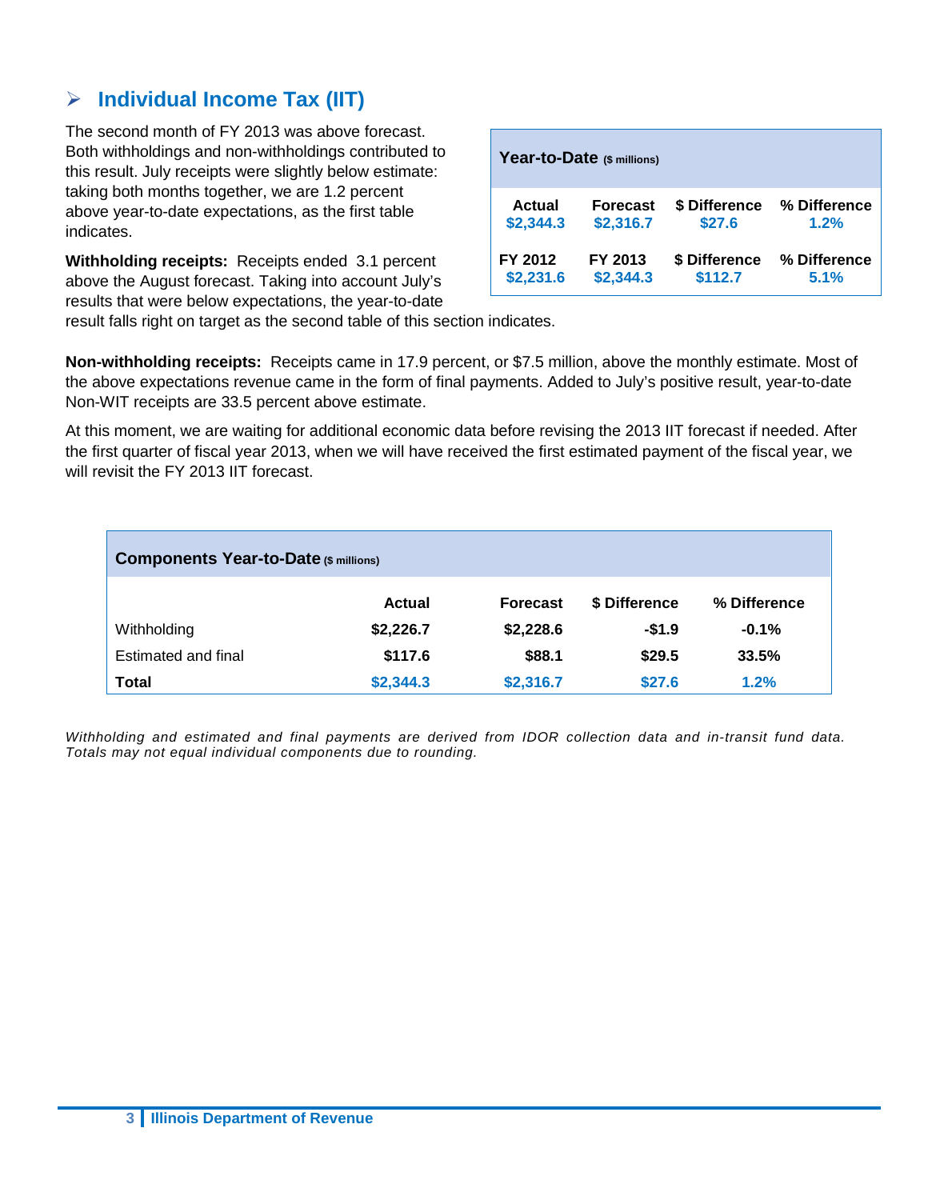## Individual Income Tax (IIT)

The second month of FY 2013 was above forecast. Both withholdings and non-withholdings contributed to this result. July receipts were slightly below estimate: taking both months together, we are 1.2 percent above year-to-date expectations, as the first table indicates.

**Withholding receipts:** Receipts ended 3.1 percent above the August forecast. Taking into account July's results that were below expectations, the year-to-date result falls right on target as the second table of this section indicates.

**Year-to-Date** ($ millions)

| Actual | Forecast | $ Difference | % Difference |
|---|---|---|---|
| $2,344.3 | $2,316.7 | $27.6 | 1.2% |
| **FY 2012** | **FY 2013** | **$ Difference** | **% Difference** |
| $2,231.6 | $2,344.3 | $112.7 | 5.1% |

**Non-withholding receipts:** Receipts came in 17.9 percent, or $7.5 million, above the monthly estimate. Most of the above expectations revenue came in the form of final payments. Added to July's positive result, year-to-date Non-WIT receipts are 33.5 percent above estimate.

At this moment, we are waiting for additional economic data before revising the 2013 IIT forecast if needed. After the first quarter of fiscal year 2013, when we will have received the first estimated payment of the fiscal year, we will revisit the FY 2013 IIT forecast.

**Components Year-to-Date** ($ millions)

| | Actual | Forecast | $ Difference | % Difference |
|---|---|---|---|---|
| Withholding | $2,226.7 | $2,228.6 | -$1.9 | -0.1% |
| Estimated and final | $117.6 | $88.1 | $29.5 | 33.5% |
| **Total** | $2,344.3 | $2,316.7 | $27.6 | 1.2% |

*Withholding and estimated and final payments are derived from IDOR collection data and in-transit fund data. Totals may not equal individual components due to rounding.*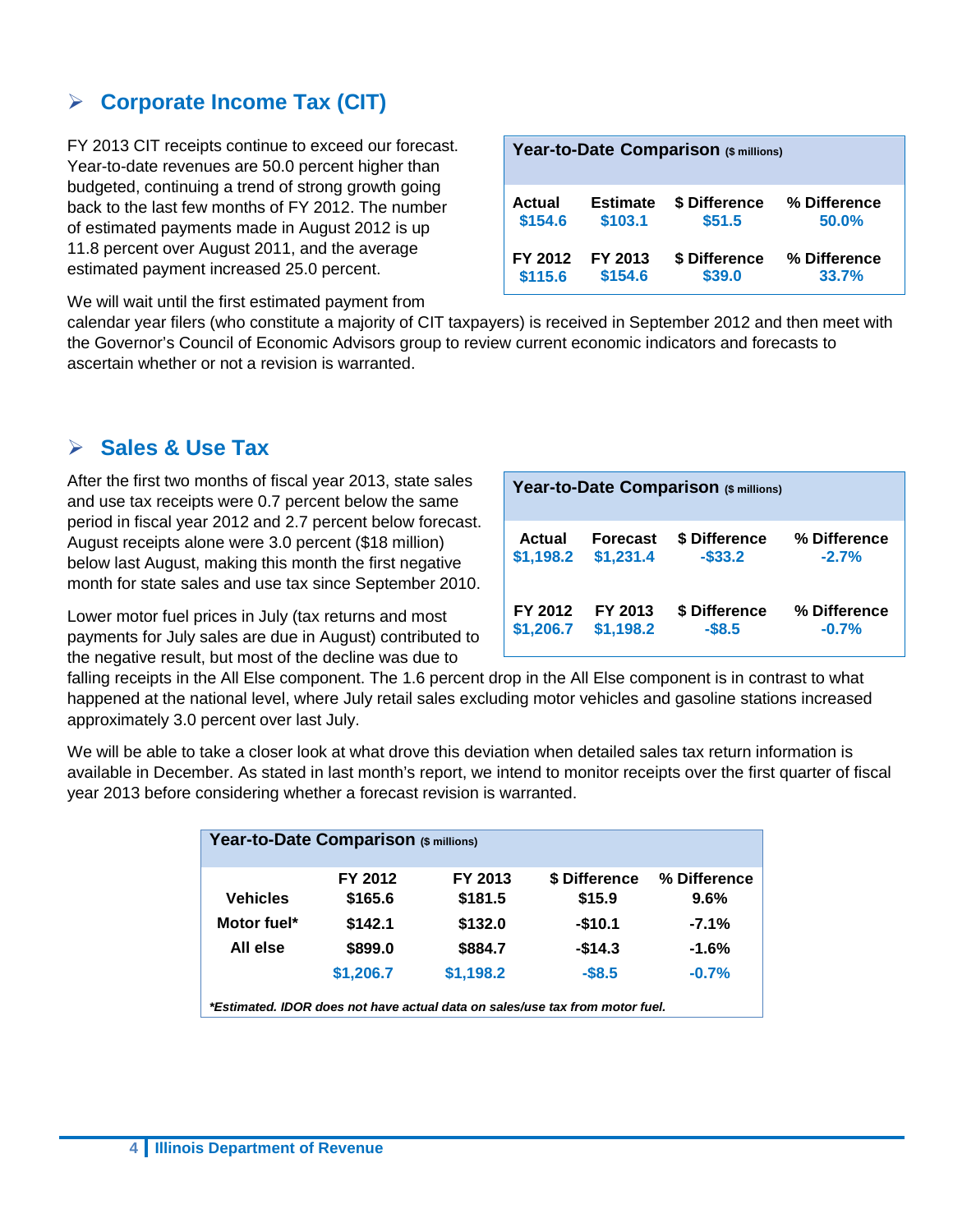## Corporate Income Tax (CIT)

FY 2013 CIT receipts continue to exceed our forecast. Year-to-date revenues are 50.0 percent higher than budgeted, continuing a trend of strong growth going back to the last few months of FY 2012. The number of estimated payments made in August 2012 is up 11.8 percent over August 2011, and the average estimated payment increased 25.0 percent.

| Year-to-Date Comparison ($ millions) | | | |
|---|---|---|---|
| **Actual** | **Estimate** | **$ Difference** | **% Difference** |
| $154.6 | $103.1 | $51.5 | 50.0% |
| **FY 2012** | **FY 2013** | **$ Difference** | **% Difference** |
| $115.6 | $154.6 | $39.0 | 33.7% |

We will wait until the first estimated payment from calendar year filers (who constitute a majority of CIT taxpayers) is received in September 2012 and then meet with the Governor's Council of Economic Advisors group to review current economic indicators and forecasts to ascertain whether or not a revision is warranted.

## Sales & Use Tax

After the first two months of fiscal year 2013, state sales and use tax receipts were 0.7 percent below the same period in fiscal year 2012 and 2.7 percent below forecast. August receipts alone were 3.0 percent ($18 million) below last August, making this month the first negative month for state sales and use tax since September 2010.

| Year-to-Date Comparison ($ millions) | | | |
|---|---|---|---|
| **Actual** | **Forecast** | **$ Difference** | **% Difference** |
| $1,198.2 | $1,231.4 | -$33.2 | -2.7% |
| **FY 2012** | **FY 2013** | **$ Difference** | **% Difference** |
| $1,206.7 | $1,198.2 | -$8.5 | -0.7% |

Lower motor fuel prices in July (tax returns and most payments for July sales are due in August) contributed to the negative result, but most of the decline was due to falling receipts in the All Else component. The 1.6 percent drop in the All Else component is in contrast to what happened at the national level, where July retail sales excluding motor vehicles and gasoline stations increased approximately 3.0 percent over last July.

We will be able to take a closer look at what drove this deviation when detailed sales tax return information is available in December. As stated in last month's report, we intend to monitor receipts over the first quarter of fiscal year 2013 before considering whether a forecast revision is warranted.

| Year-to-Date Comparison ($ millions) | | | | |
|---|---|---|---|---|
| | **FY 2012** | **FY 2013** | **$ Difference** | **% Difference** |
| **Vehicles** | $165.6 | $181.5 | $15.9 | 9.6% |
| **Motor fuel*** | $142.1 | $132.0 | -$10.1 | -7.1% |
| **All else** | $899.0 | $884.7 | -$14.3 | -1.6% |
| | $1,206.7 | $1,198.2 | -$8.5 | -0.7% |

****Estimated. IDOR does not have actual data on sales/use tax from motor fuel.***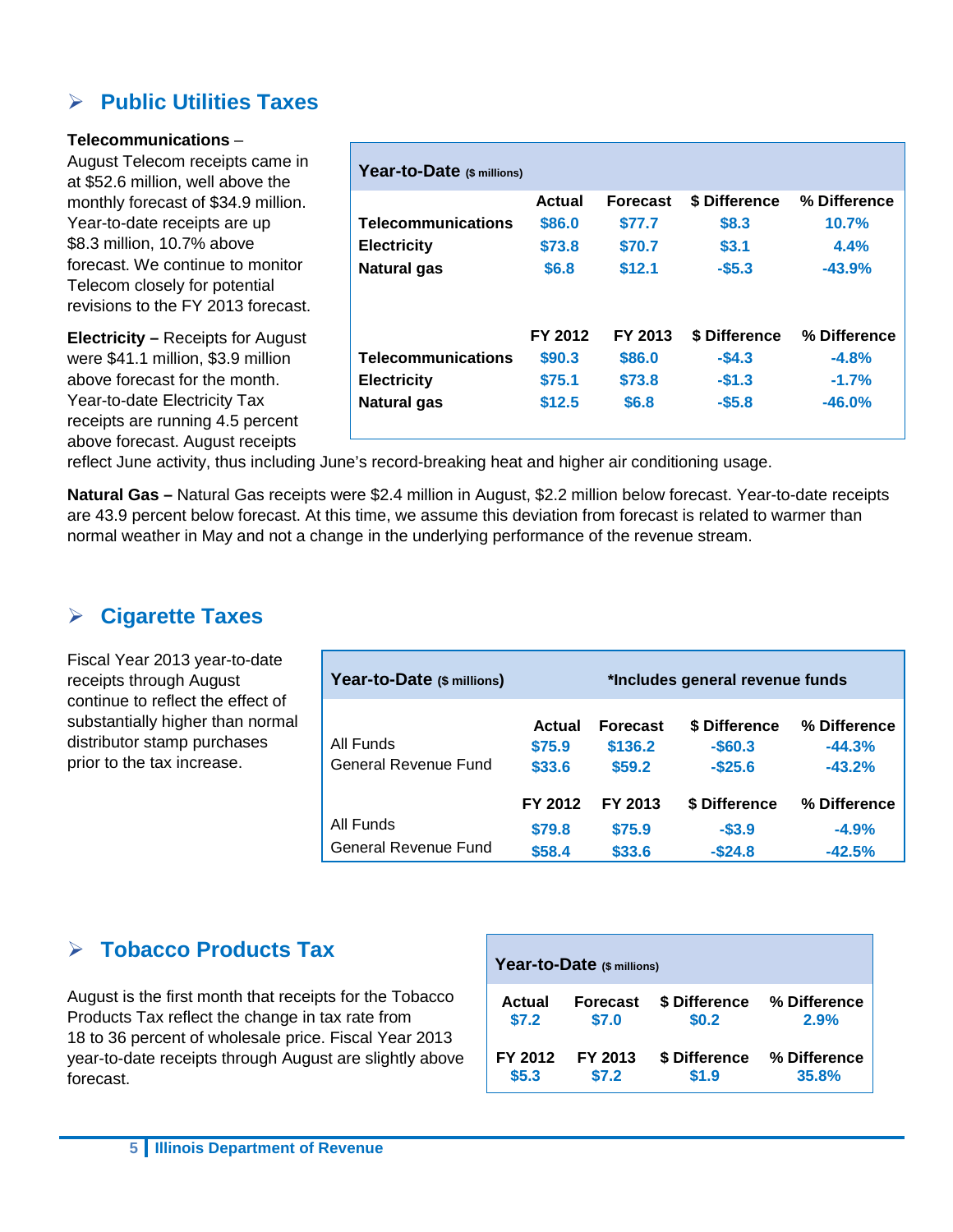## Public Utilities Taxes

**Telecommunications** – August Telecom receipts came in at $52.6 million, well above the monthly forecast of $34.9 million. Year-to-date receipts are up $8.3 million, 10.7% above forecast. We continue to monitor Telecom closely for potential revisions to the FY 2013 forecast.

**Electricity –** Receipts for August were $41.1 million, $3.9 million above forecast for the month. Year-to-date Electricity Tax receipts are running 4.5 percent above forecast. August receipts reflect June activity, thus including June's record-breaking heat and higher air conditioning usage.

**Natural Gas –** Natural Gas receipts were $2.4 million in August, $2.2 million below forecast. Year-to-date receipts are 43.9 percent below forecast. At this time, we assume this deviation from forecast is related to warmer than normal weather in May and not a change in the underlying performance of the revenue stream.

| Year-to-Date ($ millions) | Actual | Forecast | $ Difference | % Difference |
|---|---|---|---|---|
| Telecommunications | $86.0 | $77.7 | $8.3 | 10.7% |
| Electricity | $73.8 | $70.7 | $3.1 | 4.4% |
| Natural gas | $6.8 | $12.1 | -$5.3 | -43.9% |
| | **FY 2012** | **FY 2013** | **$ Difference** | **% Difference** |
| Telecommunications | $90.3 | $86.0 | -$4.3 | -4.8% |
| Electricity | $75.1 | $73.8 | -$1.3 | -1.7% |
| Natural gas | $12.5 | $6.8 | -$5.8 | -46.0% |

## Cigarette Taxes

Fiscal Year 2013 year-to-date receipts through August continue to reflect the effect of substantially higher than normal distributor stamp purchases prior to the tax increase.

| Year-to-Date ($ millions) | *Includes general revenue funds | | | |
|---|---|---|---|---|
| | **Actual** | **Forecast** | **$ Difference** | **% Difference** |
| All Funds | $75.9 | $136.2 | -$60.3 | -44.3% |
| General Revenue Fund | $33.6 | $59.2 | -$25.6 | -43.2% |
| | **FY 2012** | **FY 2013** | **$ Difference** | **% Difference** |
| All Funds | $79.8 | $75.9 | -$3.9 | -4.9% |
| General Revenue Fund | $58.4 | $33.6 | -$24.8 | -42.5% |

## Tobacco Products Tax

August is the first month that receipts for the Tobacco Products Tax reflect the change in tax rate from 18 to 36 percent of wholesale price. Fiscal Year 2013 year-to-date receipts through August are slightly above forecast.

| Year-to-Date ($ millions) | | | |
|---|---|---|---|
| **Actual** | **Forecast** | **$ Difference** | **% Difference** |
| $7.2 | $7.0 | $0.2 | 2.9% |
| **FY 2012** | **FY 2013** | **$ Difference** | **% Difference** |
| $5.3 | $7.2 | $1.9 | 35.8% |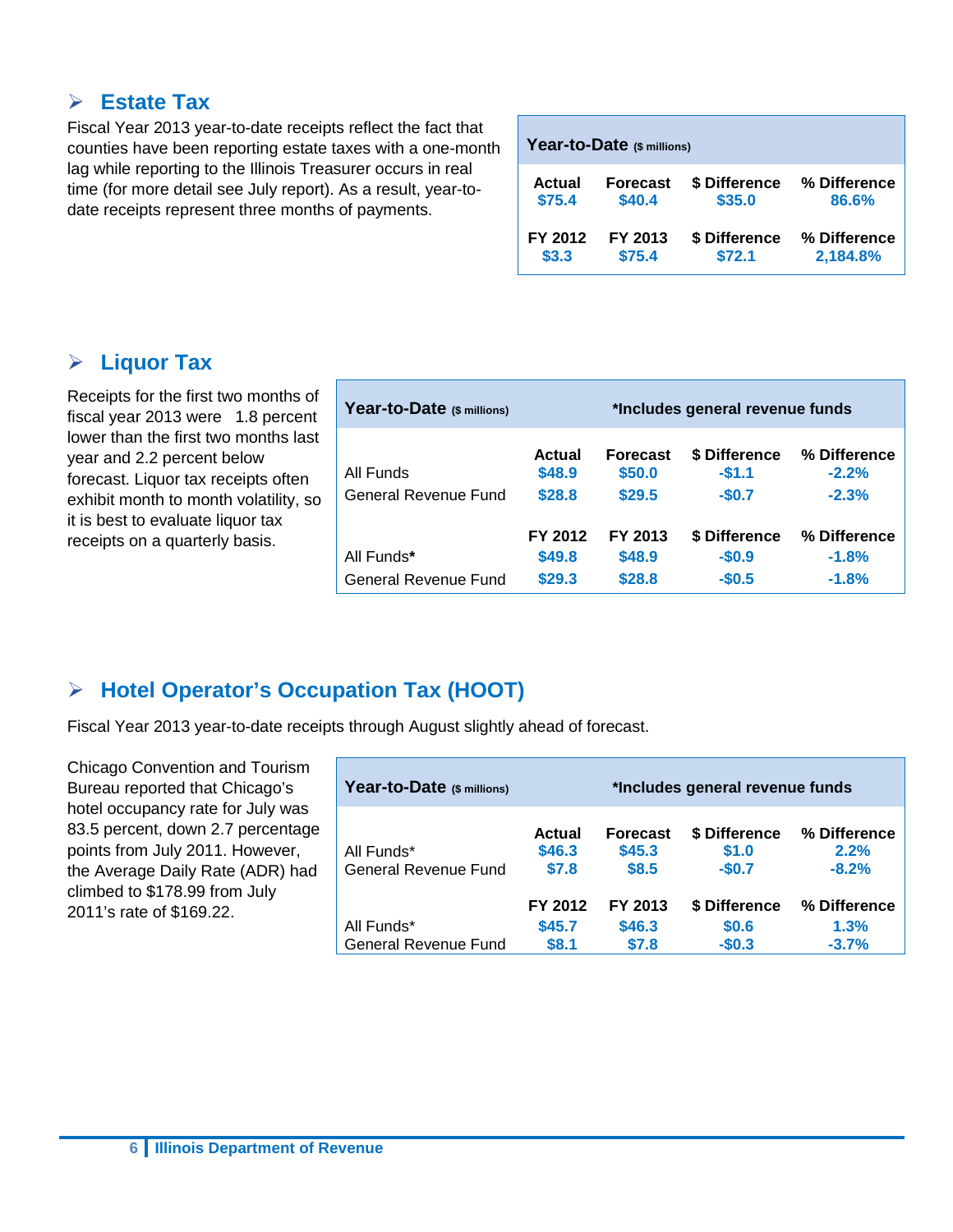## Estate Tax

Fiscal Year 2013 year-to-date receipts reflect the fact that counties have been reporting estate taxes with a one-month lag while reporting to the Illinois Treasurer occurs in real time (for more detail see July report). As a result, year-to-date receipts represent three months of payments.

| **Year-to-Date** ($ millions) | | | |
|---|---|---|---|
| **Actual** | **Forecast** | **$ Difference** | **% Difference** |
| $75.4 | $40.4 | $35.0 | 86.6% |
| **FY 2012** | **FY 2013** | **$ Difference** | **% Difference** |
| $3.3 | $75.4 | $72.1 | 2,184.8% |

## Liquor Tax

Receipts for the first two months of fiscal year 2013 were 1.8 percent lower than the first two months last year and 2.2 percent below forecast. Liquor tax receipts often exhibit month to month volatility, so it is best to evaluate liquor tax receipts on a quarterly basis.

| **Year-to-Date** ($ millions) | *Includes general revenue funds | | | |
|---|---|---|---|---|
| | **Actual** | **Forecast** | **$ Difference** | **% Difference** |
| All Funds | $48.9 | $50.0 | -$1.1 | -2.2% |
| General Revenue Fund | $28.8 | $29.5 | -$0.7 | -2.3% |
| | **FY 2012** | **FY 2013** | **$ Difference** | **% Difference** |
| All Funds* | $49.8 | $48.9 | -$0.9 | -1.8% |
| General Revenue Fund | $29.3 | $28.8 | -$0.5 | -1.8% |

## Hotel Operator's Occupation Tax (HOOT)

Fiscal Year 2013 year-to-date receipts through August slightly ahead of forecast.

Chicago Convention and Tourism Bureau reported that Chicago's hotel occupancy rate for July was 83.5 percent, down 2.7 percentage points from July 2011. However, the Average Daily Rate (ADR) had climbed to $178.99 from July 2011's rate of $169.22.

| **Year-to-Date** ($ millions) | *Includes general revenue funds | | | |
|---|---|---|---|---|
| | **Actual** | **Forecast** | **$ Difference** | **% Difference** |
| All Funds* | $46.3 | $45.3 | $1.0 | 2.2% |
| General Revenue Fund | $7.8 | $8.5 | -$0.7 | -8.2% |
| | **FY 2012** | **FY 2013** | **$ Difference** | **% Difference** |
| All Funds* | $45.7 | $46.3 | $0.6 | 1.3% |
| General Revenue Fund | $8.1 | $7.8 | -$0.3 | -3.7% |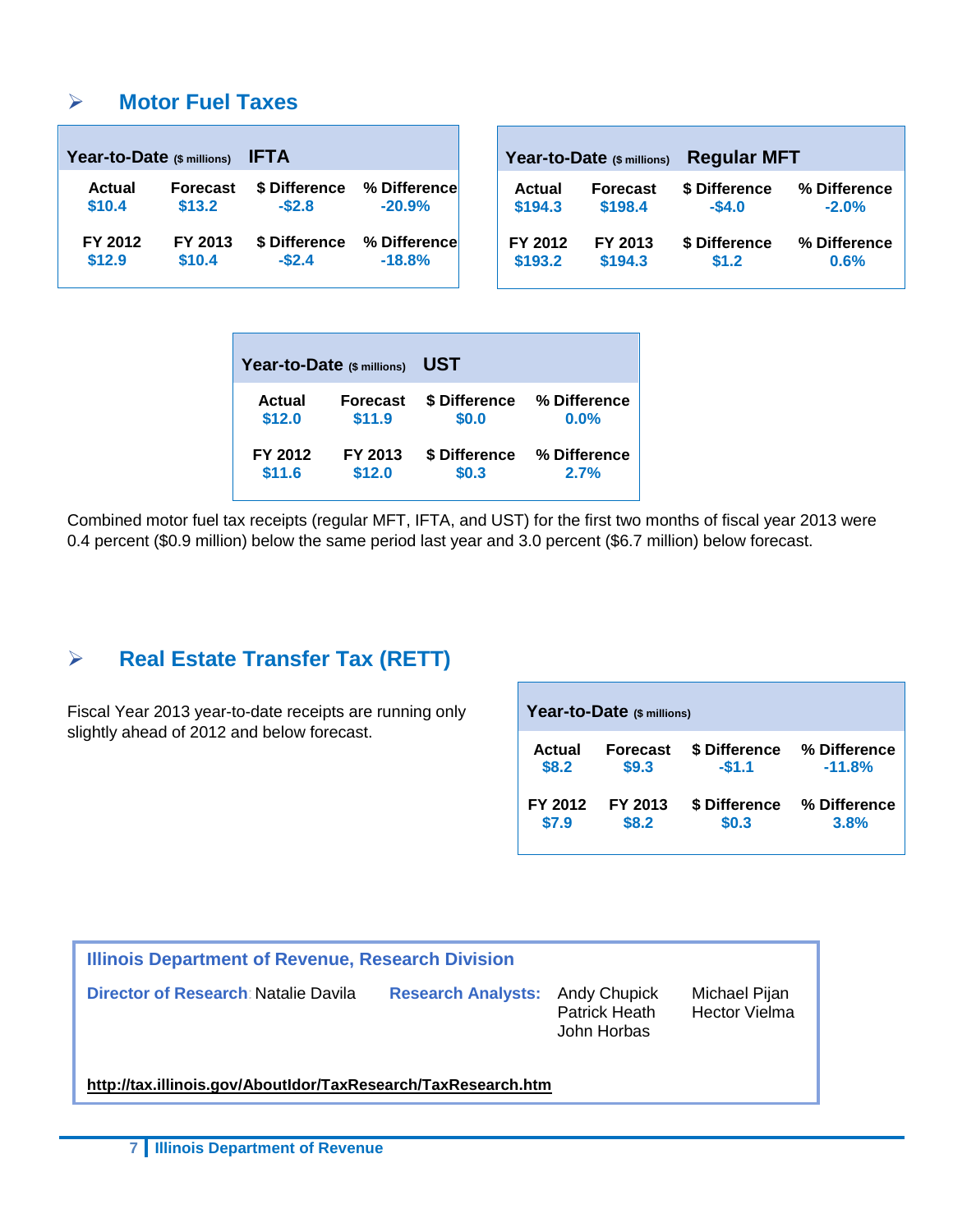## Motor Fuel Taxes

| Year-to-Date ($ millions) IFTA | | | |
|---|---|---|---|
| Actual | Forecast | $ Difference | % Difference |
| $10.4 | $13.2 | -$2.8 | -20.9% |
| FY 2012 | FY 2013 | $ Difference | % Difference |
| $12.9 | $10.4 | -$2.4 | -18.8% |

| Year-to-Date ($ millions) Regular MFT | | | |
|---|---|---|---|
| Actual | Forecast | $ Difference | % Difference |
| $194.3 | $198.4 | -$4.0 | -2.0% |
| FY 2012 | FY 2013 | $ Difference | % Difference |
| $193.2 | $194.3 | $1.2 | 0.6% |

| Year-to-Date ($ millions) UST | | | |
|---|---|---|---|
| Actual | Forecast | $ Difference | % Difference |
| $12.0 | $11.9 | $0.0 | 0.0% |
| FY 2012 | FY 2013 | $ Difference | % Difference |
| $11.6 | $12.0 | $0.3 | 2.7% |

Combined motor fuel tax receipts (regular MFT, IFTA, and UST) for the first two months of fiscal year 2013 were 0.4 percent ($0.9 million) below the same period last year and 3.0 percent ($6.7 million) below forecast.

## Real Estate Transfer Tax (RETT)

Fiscal Year 2013 year-to-date receipts are running only slightly ahead of 2012 and below forecast.

| Year-to-Date ($ millions) | | | |
|---|---|---|---|
| Actual | Forecast | $ Difference | % Difference |
| $8.2 | $9.3 | -$1.1 | -11.8% |
| FY 2012 | FY 2013 | $ Difference | % Difference |
| $7.9 | $8.2 | $0.3 | 3.8% |

**Illinois Department of Revenue, Research Division**

**Director of Research:** Natalie Davila

**Research Analysts:** Andy Chupick, Patrick Heath, John Horbas, Michael Pijan, Hector Vielma

**http://tax.illinois.gov/AboutIdor/TaxResearch/TaxResearch.htm**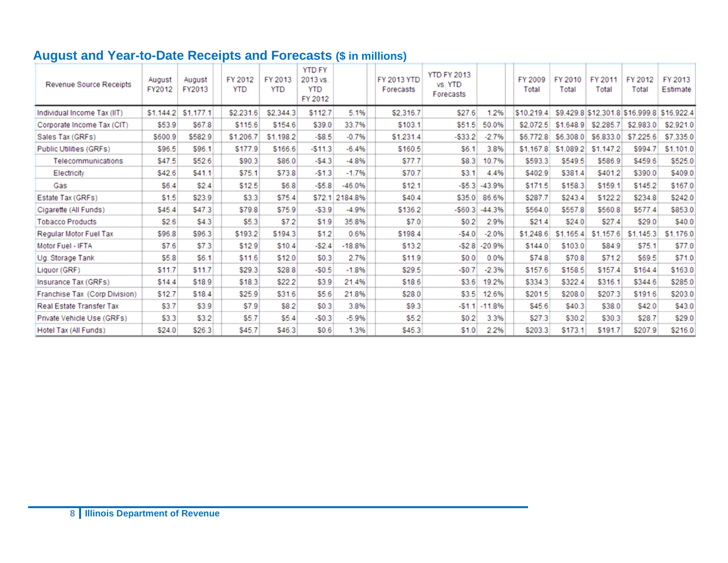## August and Year-to-Date Receipts and Forecasts ($ in millions)

| Revenue Source Receipts | August FY2012 | August FY2013 | FY 2012 YTD | FY 2013 YTD | YTD FY 2013 vs. YTD FY 2012 | | FY 2013 YTD Forecasts | YTD FY 2013 vs. YTD Forecasts | | FY 2009 Total | FY 2010 Total | FY 2011 Total | FY 2012 Total | FY 2013 Estimate |
|---|---|---|---|---|---|---|---|---|---|---|---|---|---|---|
| Individual Income Tax (IIT) | $1,144.2 | $1,177.1 | $2,231.6 | $2,344.3 | $112.7 | 5.1% | $2,316.7 | $27.6 | 1.2% | $10,219.4 | $9,429.8 | $12,301.8 | $16,999.8 | $16,922.4 |
| Corporate Income Tax (CIT) | $53.9 | $67.8 | $115.6 | $154.6 | $39.0 | 33.7% | $103.1 | $51.5 | 50.0% | $2,072.5 | $1,648.9 | $2,285.7 | $2,983.0 | $2,921.0 |
| Sales Tax (GRFs) | $600.9 | $582.9 | $1,206.7 | $1,198.2 | -$8.5 | -0.7% | $1,231.4 | -$33.2 | -2.7% | $6,772.8 | $6,308.0 | $6,833.0 | $7,225.6 | $7,335.0 |
| Public Utilities (GRFs) | $96.5 | $96.1 | $177.9 | $166.6 | -$11.3 | -6.4% | $160.5 | $6.1 | 3.8% | $1,167.8 | $1,089.2 | $1,147.2 | $994.7 | $1,101.0 |
| Telecommunications | $47.5 | $52.6 | $90.3 | $86.0 | -$4.3 | -4.8% | $77.7 | $8.3 | 10.7% | $593.3 | $549.5 | $586.9 | $459.6 | $525.0 |
| Electricity | $42.6 | $41.1 | $75.1 | $73.8 | -$1.3 | -1.7% | $70.7 | $3.1 | 4.4% | $402.9 | $381.4 | $401.2 | $390.0 | $409.0 |
| Gas | $6.4 | $2.4 | $12.5 | $6.8 | -$5.8 | -46.0% | $12.1 | -$5.3 | -43.9% | $171.5 | $158.3 | $159.1 | $145.2 | $167.0 |
| Estate Tax (GRFs) | $1.5 | $23.9 | $3.3 | $75.4 | $72.1 | 2184.8% | $40.4 | $35.0 | 86.6% | $287.7 | $243.4 | $122.2 | $234.8 | $242.0 |
| Cigarette (All Funds) | $45.4 | $47.3 | $79.8 | $75.9 | -$3.9 | -4.9% | $136.2 | -$60.3 | -44.3% | $564.0 | $557.8 | $560.8 | $577.4 | $853.0 |
| Tobacco Products | $2.6 | $4.3 | $5.3 | $7.2 | $1.9 | 35.8% | $7.0 | $0.2 | 2.9% | $21.4 | $24.0 | $27.4 | $29.0 | $40.0 |
| Regular Motor Fuel Tax | $96.8 | $96.3 | $193.2 | $194.3 | $1.2 | 0.6% | $198.4 | -$4.0 | -2.0% | $1,248.6 | $1,165.4 | $1,157.6 | $1,145.3 | $1,176.0 |
| Motor Fuel - IFTA | $7.6 | $7.3 | $12.9 | $10.4 | -$2.4 | -18.8% | $13.2 | -$2.8 | -20.9% | $144.0 | $103.0 | $84.9 | $75.1 | $77.0 |
| Ug. Storage Tank | $5.8 | $6.1 | $11.6 | $12.0 | $0.3 | 2.7% | $11.9 | $0.0 | 0.0% | $74.8 | $70.8 | $71.2 | $69.5 | $71.0 |
| Liquor (GRF) | $11.7 | $11.7 | $29.3 | $28.8 | -$0.5 | -1.8% | $29.5 | -$0.7 | -2.3% | $157.6 | $158.5 | $157.4 | $164.4 | $163.0 |
| Insurance Tax (GRFs) | $14.4 | $18.9 | $18.3 | $22.2 | $3.9 | 21.4% | $18.6 | $3.6 | 19.2% | $334.3 | $322.4 | $316.1 | $344.6 | $285.0 |
| Franchise Tax (Corp Division) | $12.7 | $18.4 | $25.9 | $31.6 | $5.6 | 21.8% | $28.0 | $3.5 | 12.6% | $201.5 | $208.0 | $207.3 | $191.6 | $203.0 |
| Real Estate Transfer Tax | $3.7 | $3.9 | $7.9 | $8.2 | $0.3 | 3.8% | $9.3 | -$1.1 | -11.8% | $45.6 | $40.3 | $38.0 | $42.0 | $43.0 |
| Private Vehicle Use (GRFs) | $3.3 | $3.2 | $5.7 | $5.4 | -$0.3 | -5.9% | $5.2 | $0.2 | 3.3% | $27.3 | $30.2 | $30.3 | $28.7 | $29.0 |
| Hotel Tax (All Funds) | $24.0 | $26.3 | $45.7 | $46.3 | $0.6 | 1.3% | $45.3 | $1.0 | 2.2% | $203.3 | $173.1 | $191.7 | $207.9 | $216.0 |